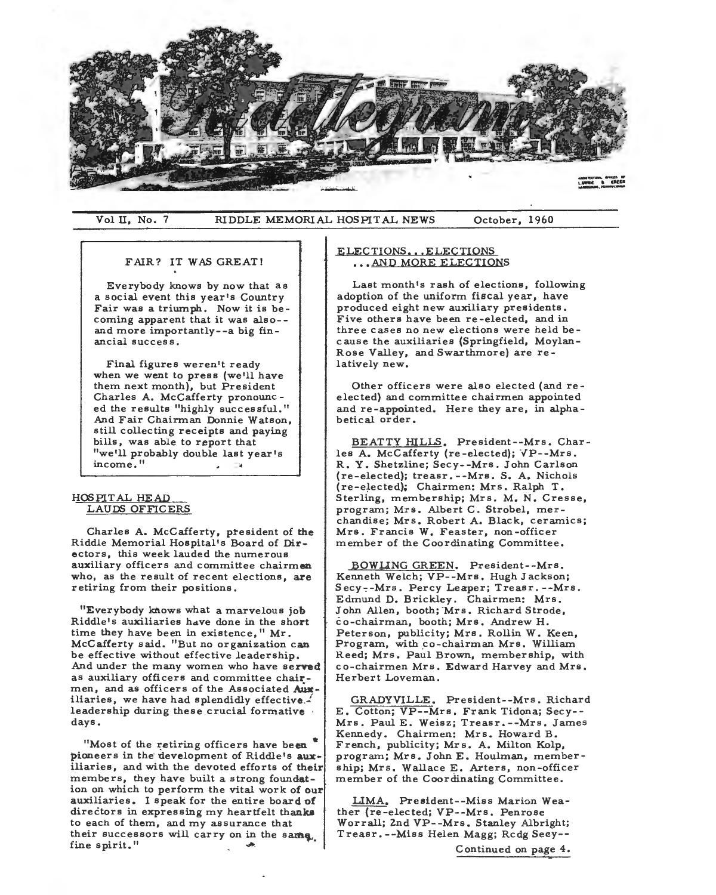# Riddlegram

Vol II, No. 7 — RIDDLE MEMORIAL HOSPITAL NEWS — October, 1960

## FAIR? IT WAS GREAT!

Everybody knows by now that as a social event this year's Country Fair was a triumph. Now it is becoming apparent that it was also--and more importantly--a big financial success.

Final figures weren't ready when we went to press (we'll have them next month), but President Charles A. McCafferty pronounced the results "highly successful." And Fair Chairman Donnie Watson, still collecting receipts and paying bills, was able to report that "we'll probably double last year's income."

## HOSPITAL HEAD LAUDS OFFICERS

Charles A. McCafferty, president of the Riddle Memorial Hospital's Board of Directors, this week lauded the numerous auxiliary officers and committee chairmen who, as the result of recent elections, are retiring from their positions.

"Everybody knows what a marvelous job Riddle's auxiliaries have done in the short time they have been in existence," Mr. McCafferty said. "But no organization can be effective without effective leadership. And under the many women who have served as auxiliary officers and committee chairmen, and as officers of the Associated Auxiliaries, we have had splendidly effective leadership during these crucial formative days.

"Most of the retiring officers have been pioneers in the development of Riddle's auxiliaries, and with the devoted efforts of their members, they have built a strong foundation on which to perform the vital work of our auxiliaries. I speak for the entire board of directors in expressing my heartfelt thanks to each of them, and my assurance that their successors will carry on in the same fine spirit."

## ELECTIONS...ELECTIONS ...AND MORE ELECTIONS

Last month's rash of elections, following adoption of the uniform fiscal year, have produced eight new auxiliary presidents. Five others have been re-elected, and in three cases no new elections were held because the auxiliaries (Springfield, Moylan-Rose Valley, and Swarthmore) are relatively new.

Other officers were also elected (and re-elected) and committee chairmen appointed and re-appointed. Here they are, in alphabetical order.

BEATTY HILLS. President--Mrs. Charles A. McCafferty (re-elected); VP--Mrs. R. Y. Shetzline; Secy--Mrs. John Carlson (re-elected); treasr.--Mrs. S. A. Nichols (re-elected); Chairmen: Mrs. Ralph T. Sterling, membership; Mrs. M. N. Cresse, program; Mrs. Albert C. Strobel, merchandise; Mrs. Robert A. Black, ceramics; Mrs. Francis W. Feaster, non-officer member of the Coordinating Committee.

BOWLING GREEN. President--Mrs. Kenneth Welch; VP--Mrs. Hugh Jackson; Secy--Mrs. Percy Leaper; Treasr.--Mrs. Edmund D. Brickley. Chairmen: Mrs. John Allen, booth; Mrs. Richard Strode, co-chairman, booth; Mrs. Andrew H. Peterson, publicity; Mrs. Rollin W. Keen, Program, with co-chairman Mrs. William Reed; Mrs. Paul Brown, membership, with co-chairmen Mrs. Edward Harvey and Mrs. Herbert Loveman.

GRADYVILLE. President--Mrs. Richard E. Cotton; VP--Mrs. Frank Tidona; Secy--Mrs. Paul E. Weisz; Treasr.--Mrs. James Kennedy. Chairmen: Mrs. Howard B. French, publicity; Mrs. A. Milton Kolp, program; Mrs. John E. Houlman, membership; Mrs. Wallace E. Arters, non-officer member of the Coordinating Committee.

LIMA. President--Miss Marion Weather (re-elected; VP--Mrs. Penrose Worrall; 2nd VP--Mrs. Stanley Albright; Treasr.--Miss Helen Magg; Rcdg Secy--

Continued on page 4.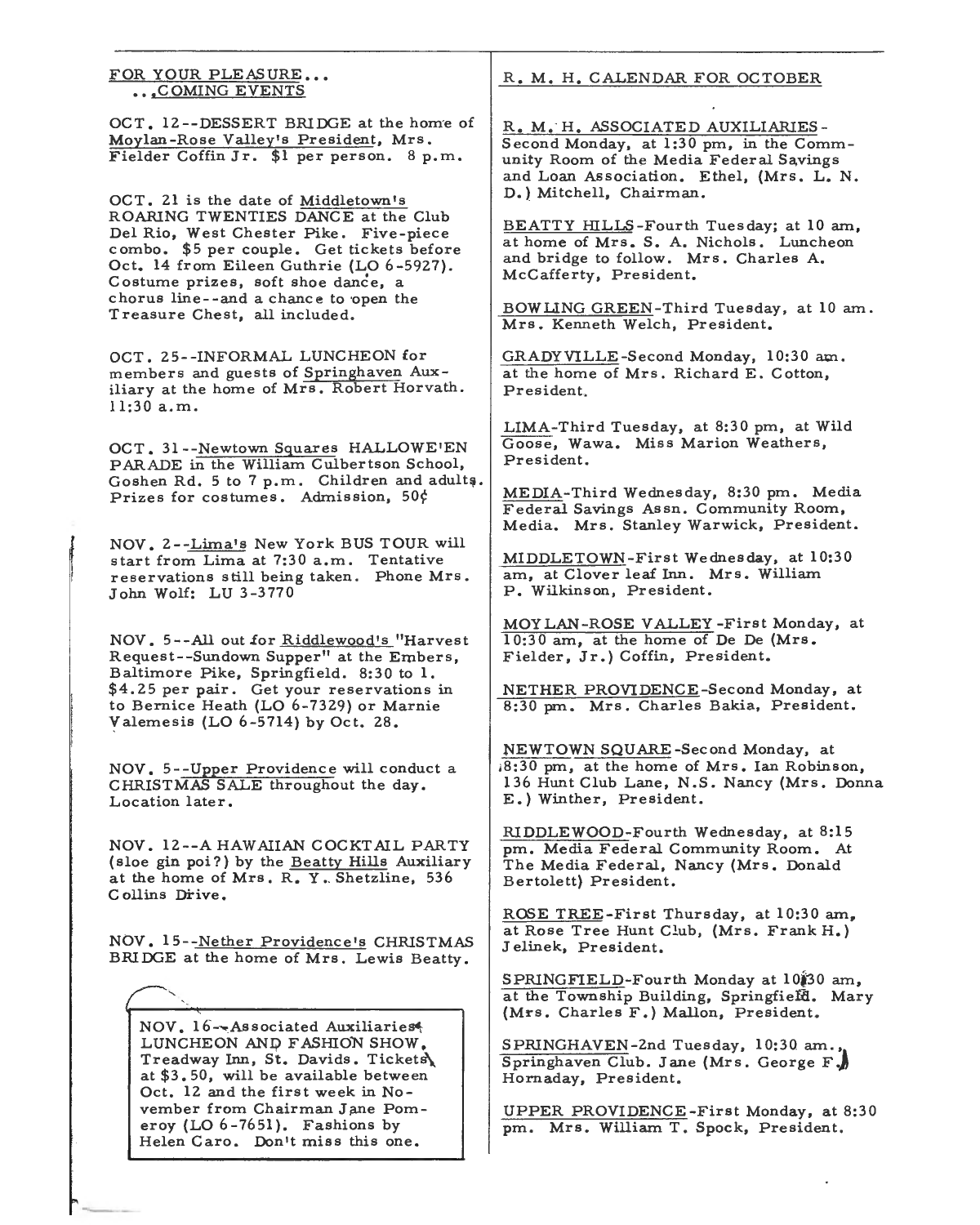## FOR YOUR PLEASURE...
## ...COMING EVENTS

OCT. 12--DESSERT BRIDGE at the home of Moylan-Rose Valley's President, Mrs. Fielder Coffin Jr. $1 per person. 8 p.m.

OCT. 21 is the date of Middletown's ROARING TWENTIES DANCE at the Club Del Rio, West Chester Pike. Five-piece combo. $5 per couple. Get tickets before Oct. 14 from Eileen Guthrie (LO 6-5927). Costume prizes, soft shoe dance, a chorus line--and a chance to open the Treasure Chest, all included.

OCT. 25--INFORMAL LUNCHEON for members and guests of Springhaven Auxiliary at the home of Mrs. Robert Horvath. 11:30 a.m.

OCT. 31--Newtown Squares HALLOWE'EN PARADE in the William Culbertson School, Goshen Rd. 5 to 7 p.m. Children and adults. Prizes for costumes. Admission, 50¢

NOV. 2--Lima's New York BUS TOUR will start from Lima at 7:30 a.m. Tentative reservations still being taken. Phone Mrs. John Wolf: LU 3-3770

NOV. 5--All out for Riddlewood's "Harvest Request--Sundown Supper" at the Embers, Baltimore Pike, Springfield. 8:30 to 1. $4.25 per pair. Get your reservations in to Bernice Heath (LO 6-7329) or Marnie Valemesis (LO 6-5714) by Oct. 28.

NOV. 5--Upper Providence will conduct a CHRISTMAS SALE throughout the day. Location later.

NOV. 12--A HAWAIIAN COCKTAIL PARTY (sloe gin poi?) by the Beatty Hills Auxiliary at the home of Mrs. R. Y. Shetzline, 536 Collins Drive.

NOV. 15--Nether Providence's CHRISTMAS BRIDGE at the home of Mrs. Lewis Beatty.

NOV. 16--Associated Auxiliaries LUNCHEON AND FASHION SHOW, Treadway Inn, St. Davids. Tickets at $3.50, will be available between Oct. 12 and the first week in November from Chairman Jane Pomeroy (LO 6-7651). Fashions by Helen Caro. Don't miss this one.

## R. M. H. CALENDAR FOR OCTOBER

R. M. H. ASSOCIATED AUXILIARIES - Second Monday, at 1:30 pm, in the Community Room of the Media Federal Savings and Loan Association. Ethel, (Mrs. L. N. D.) Mitchell, Chairman.

BEATTY HILLS-Fourth Tuesday; at 10 am, at home of Mrs. S. A. Nichols. Luncheon and bridge to follow. Mrs. Charles A. McCafferty, President.

BOWLING GREEN-Third Tuesday, at 10 am. Mrs. Kenneth Welch, President.

GRADYVILLE-Second Monday, 10:30 am. at the home of Mrs. Richard E. Cotton, President.

LIMA-Third Tuesday, at 8:30 pm, at Wild Goose, Wawa. Miss Marion Weathers, President.

MEDIA-Third Wednesday, 8:30 pm. Media Federal Savings Assn. Community Room, Media. Mrs. Stanley Warwick, President.

MIDDLETOWN-First Wednesday, at 10:30 am, at Clover leaf Inn. Mrs. William P. Wilkinson, President.

MOYLAN-ROSE VALLEY-First Monday, at 10:30 am, at the home of De De (Mrs. Fielder, Jr.) Coffin, President.

NETHER PROVIDENCE-Second Monday, at 8:30 pm. Mrs. Charles Bakia, President.

NEWTOWN SQUARE-Second Monday, at 8:30 pm, at the home of Mrs. Ian Robinson, 136 Hunt Club Lane, N.S. Nancy (Mrs. Donna E.) Winther, President.

RIDDLEWOOD-Fourth Wednesday, at 8:15 pm. Media Federal Community Room. At The Media Federal, Nancy (Mrs. Donald Bertolett) President.

ROSE TREE-First Thursday, at 10:30 am, at Rose Tree Hunt Club, (Mrs. Frank H.) Jelinek, President.

SPRINGFIELD-Fourth Monday at 10:30 am, at the Township Building, Springfield. Mary (Mrs. Charles F.) Mallon, President.

SPRINGHAVEN-2nd Tuesday, 10:30 am., Springhaven Club. Jane (Mrs. George F.) Hornaday, President.

UPPER PROVIDENCE-First Monday, at 8:30 pm. Mrs. William T. Spock, President.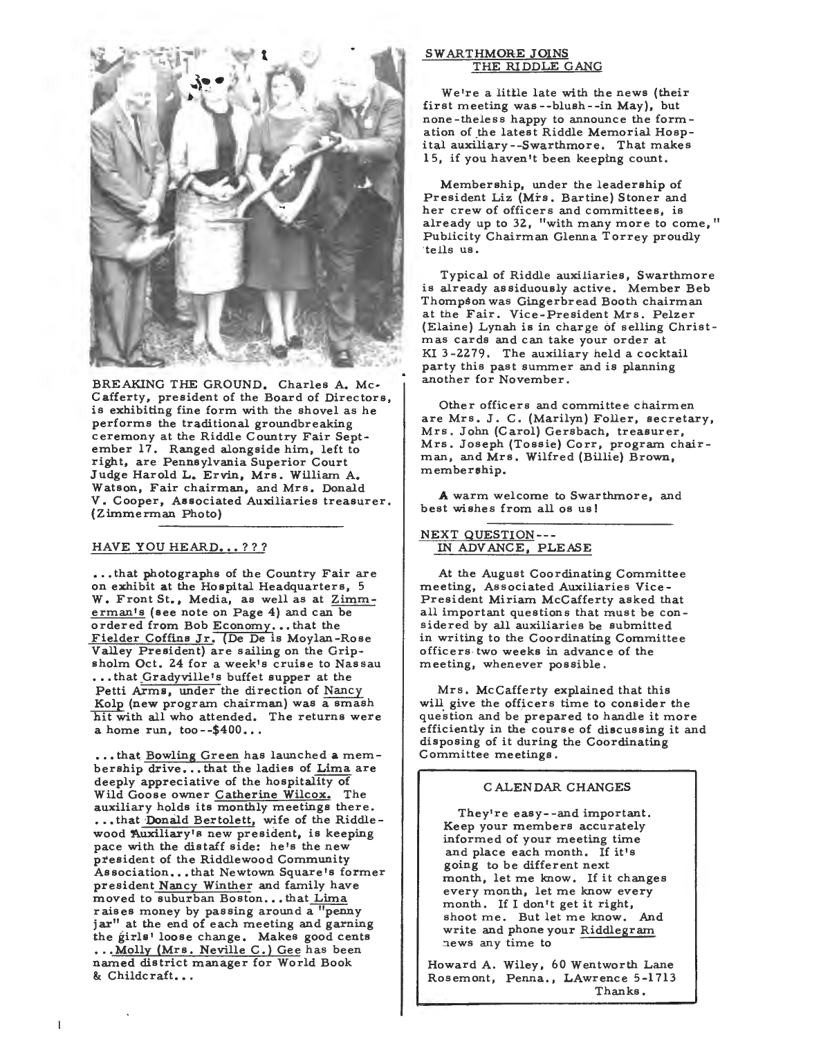BREAKING THE GROUND. Charles A. McCafferty, president of the Board of Directors, is exhibiting fine form with the shovel as he performs the traditional groundbreaking ceremony at the Riddle Country Fair September 17. Ranged alongside him, left to right, are Pennsylvania Superior Court Judge Harold L. Ervin, Mrs. William A. Watson, Fair chairman, and Mrs. Donald V. Cooper, Associated Auxiliaries treasurer. (Zimmerman Photo)

## HAVE YOU HEARD...???

...that photographs of the Country Fair are on exhibit at the Hospital Headquarters, 5 W. Front St., Media, as well as at Zimmerman's (see note on Page 4) and can be ordered from Bob Economy...that the Fielder Coffins Jr. (De De is Moylan-Rose Valley President) are sailing on the Gripsholm Oct. 24 for a week's cruise to Nassau ...that Gradyville's buffet supper at the Petti Arms, under the direction of Nancy Kolp (new program chairman) was a smash hit with all who attended. The returns were a home run, too--$400...

...that Bowling Green has launched a membership drive...that the ladies of Lima are deeply appreciative of the hospitality of Wild Goose owner Catherine Wilcox. The auxiliary holds its monthly meetings there. ...that Donald Bertolett, wife of the Riddlewood Auxiliary's new president, is keeping pace with the distaff side: he's the new president of the Riddlewood Community Association...that Newtown Square's former president Nancy Winther and family have moved to suburban Boston...that Lima raises money by passing around a "penny jar" at the end of each meeting and garning the girls' loose change. Makes good cents ...Molly (Mrs. Neville C.) Gee has been named district manager for World Book & Childcraft...

## SWARTHMORE JOINS THE RIDDLE GANG

We're a little late with the news (their first meeting was--blush--in May), but none-theless happy to announce the formation of the latest Riddle Memorial Hospital auxiliary--Swarthmore. That makes 15, if you haven't been keeping count.

Membership, under the leadership of President Liz (Mrs. Bartine) Stoner and her crew of officers and committees, is already up to 32, "with many more to come," Publicity Chairman Glenna Torrey proudly tells us.

Typical of Riddle auxiliaries, Swarthmore is already assiduously active. Member Beb Thompson was Gingerbread Booth chairman at the Fair. Vice-President Mrs. Pelzer (Elaine) Lynah is in charge of selling Christmas cards and can take your order at KI 3-2279. The auxiliary held a cocktail party this past summer and is planning another for November.

Other officers and committee chairmen are Mrs. J. C. (Marilyn) Foller, secretary, Mrs. John (Carol) Gersbach, treasurer, Mrs. Joseph (Tossie) Corr, program chairman, and Mrs. Wilfred (Billie) Brown, membership.

A warm welcome to Swarthmore, and best wishes from all os us!

## NEXT QUESTION--- IN ADVANCE, PLEASE

At the August Coordinating Committee meeting, Associated Auxiliaries Vice-President Miriam McCafferty asked that all important questions that must be considered by all auxiliaries be submitted in writing to the Coordinating Committee officers two weeks in advance of the meeting, whenever possible.

Mrs. McCafferty explained that this will give the officers time to consider the question and be prepared to handle it more efficiently in the course of discussing it and disposing of it during the Coordinating Committee meetings.

### CALENDAR CHANGES

They're easy--and important. Keep your members accurately informed of your meeting time and place each month. If it's going to be different next month, let me know. If it changes every month, let me know every month. If I don't get it right, shoot me. But let me know. And write and phone your Riddlegram news any time to

Howard A. Wiley, 60 Wentworth Lane
Rosemont, Penna., LAwrence 5-1713

Thanks.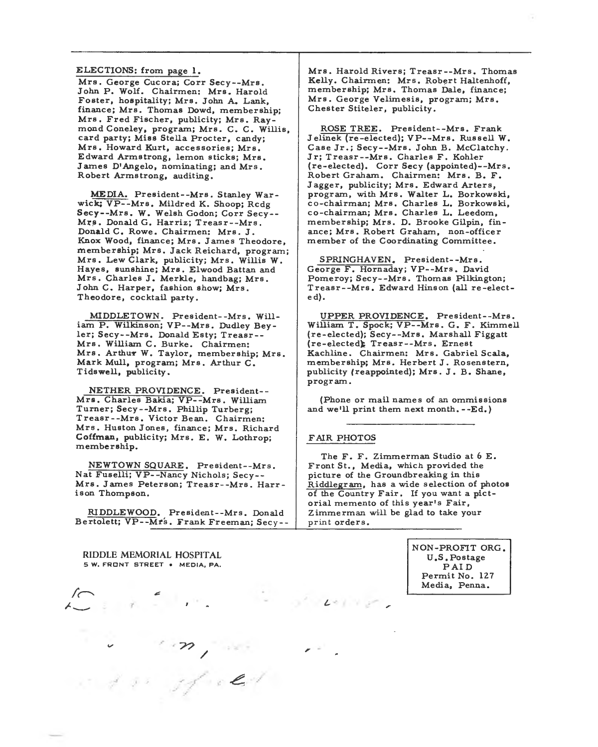ELECTIONS: from page 1.

Mrs. George Cucora; Corr Secy--Mrs. John P. Wolf. Chairmen: Mrs. Harold Foster, hospitality; Mrs. John A. Lank, finance; Mrs. Thomas Dowd, membership; Mrs. Fred Fischer, publicity; Mrs. Raymond Coneley, program; Mrs. C. C. Willis, card party; Miss Stella Procter, candy; Mrs. Howard Kurt, accessories; Mrs. Edward Armstrong, lemon sticks; Mrs. James D'Angelo, nominating; and Mrs. Robert Armstrong, auditing.

MEDIA. President--Mrs. Stanley Warwick; VP--Mrs. Mildred K. Shoop; Rcdg Secy--Mrs. W. Welsh Godon; Corr Secy--Mrs. Donald G. Harriz; Treasr--Mrs. Donald C. Rowe. Chairmen: Mrs. J. Knox Wood, finance; Mrs. James Theodore, membership; Mrs. Jack Reichard, program; Mrs. Lew Clark, publicity; Mrs. Willis W. Hayes, sunshine; Mrs. Elwood Battan and Mrs. Charles J. Merkle, handbag; Mrs. John C. Harper, fashion show; Mrs. Theodore, cocktail party.

MIDDLETOWN. President--Mrs. William P. Wilkinson; VP--Mrs. Dudley Beyler; Secy--Mrs. Donald Esty; Treasr--Mrs. William C. Burke. Chairmen: Mrs. Arthur W. Taylor, membership; Mrs. Mark Mull, program; Mrs. Arthur C. Tidswell, publicity.

NETHER PROVIDENCE. President--Mrs. Charles Bakia; VP--Mrs. William Turner; Secy--Mrs. Phillip Turberg; Treasr--Mrs. Victor Bean. Chairmen: Mrs. Huston Jones, finance; Mrs. Richard Coffman, publicity; Mrs. E. W. Lothrop; membership.

NEWTOWN SQUARE. President--Mrs. Nat Fuselli; VP--Nancy Nichols; Secy--Mrs. James Peterson; Treasr--Mrs. Harrison Thompson.

RIDDLEWOOD. President--Mrs. Donald Bertolett; VP--Mrs. Frank Freeman; Secy--Mrs. Harold Rivers; Treasr--Mrs. Thomas Kelly. Chairmen: Mrs. Robert Haltenhoff, membership; Mrs. Thomas Dale, finance; Mrs. George Velimesis, program; Mrs. Chester Stiteler, publicity.

ROSE TREE. President--Mrs. Frank Jelinek (re-elected); VP--Mrs. Russell W. Case Jr.; Secy--Mrs. John B. McClatchy. Jr; Treasr--Mrs. Charles F. Kohler (re-elected). Corr Secy (appointed)--Mrs. Robert Graham. Chairmen: Mrs. B. F. Jagger, publicity; Mrs. Edward Arters, program, with Mrs. Walter L. Borkowski, co-chairman; Mrs. Charles L. Borkowski, co-chairman; Mrs. Charles L. Leedom, membership; Mrs. D. Brooke Gilpin, finance; Mrs. Robert Graham, non-officer member of the Coordinating Committee.

SPRINGHAVEN. President--Mrs. George F. Hornaday; VP--Mrs. David Pomeroy; Secy--Mrs. Thomas Pilkington; Treasr--Mrs. Edward Hinson (all re-elected).

UPPER PROVIDENCE. President--Mrs. William T. Spock; VP--Mrs. G. F. Kimmell (re-elected); Secy--Mrs. Marshall Figgatt (re-elected); Treasr--Mrs. Ernest Kachline. Chairmen: Mrs. Gabriel Scala, membership; Mrs. Herbert J. Rosenstern, publicity (reappointed); Mrs. J. B. Shane, program.

(Phone or mail names of an ommissions and we'll print them next month.--Ed.)

## FAIR PHOTOS

The F. F. Zimmerman Studio at 6 E. Front St., Media, which provided the picture of the Groundbreaking in this Riddlegram, has a wide selection of photos of the Country Fair. If you want a pictorial memento of this year's Fair, Zimmerman will be glad to take your print orders.

RIDDLE MEMORIAL HOSPITAL
5 W. FRONT STREET • MEDIA, PA.

NON-PROFIT ORG.
U.S. Postage
PAID
Permit No. 127
Media, Penna.